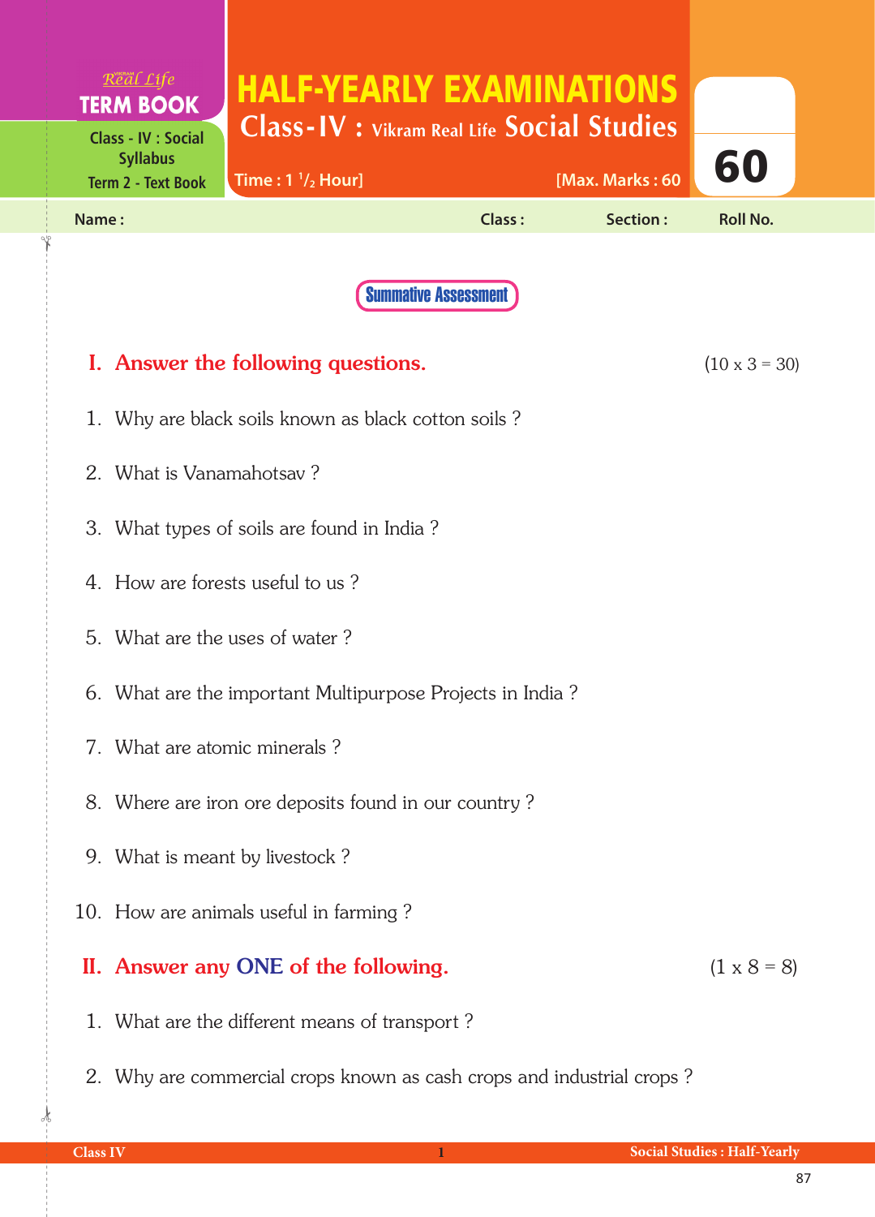Real Life **TERM BOOK**

Class - IV : Social Syllabus
Term 2 - Text Book

# HALF-YEARLY EXAMINATIONS

## Class-IV : Vikram Real Life Social Studies

Time : 1 $^1/_2$ Hour] [Max. Marks : 60

**60**

Name : Class : Section : Roll No.

**Summative Assessment**

## I. Answer the following questions. (10 x 3 = 30)

1. Why are black soils known as black cotton soils ?
2. What is Vanamahotsav ?
3. What types of soils are found in India ?
4. How are forests useful to us ?
5. What are the uses of water ?
6. What are the important Multipurpose Projects in India ?
7. What are atomic minerals ?
8. Where are iron ore deposits found in our country ?
9. What is meant by livestock ?
10. How are animals useful in farming ?

## II. Answer any ONE of the following. (1 x 8 = 8)

1. What are the different means of transport ?
2. Why are commercial crops known as cash crops and industrial crops ?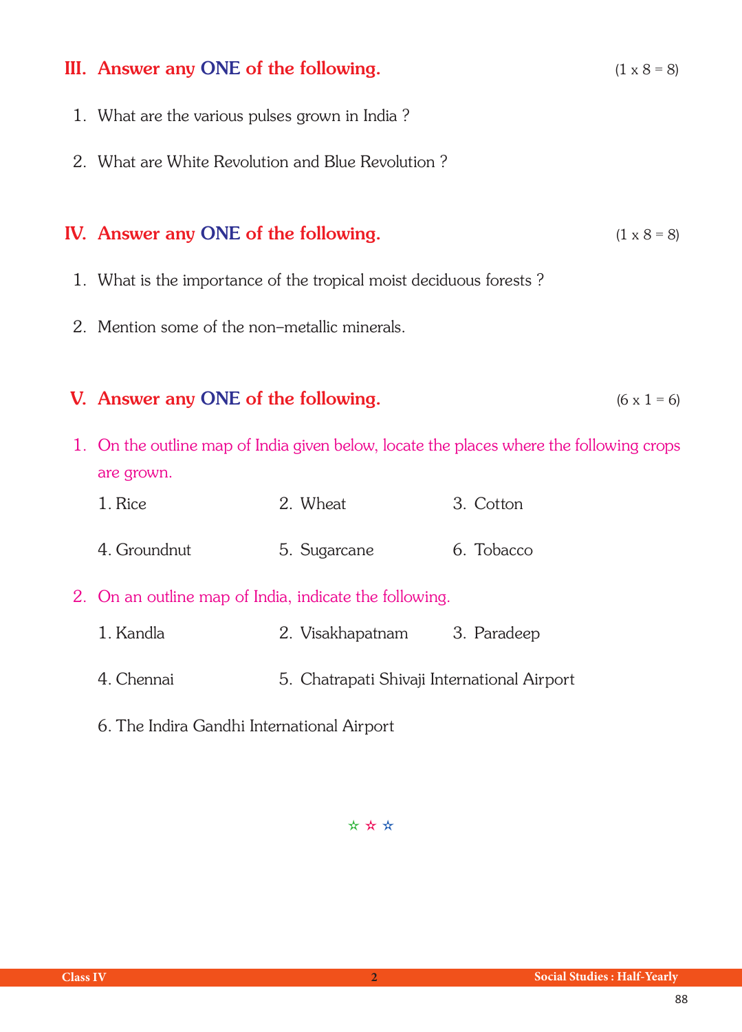## III. Answer any ONE of the following. (1 x 8 = 8)

1. What are the various pulses grown in India ?

2. What are White Revolution and Blue Revolution ?

## IV. Answer any ONE of the following. (1 x 8 = 8)

1. What is the importance of the tropical moist deciduous forests ?

2. Mention some of the non–metallic minerals.

## V. Answer any ONE of the following. (6 x 1 = 6)

1. On the outline map of India given below, locate the places where the following crops are grown.

   1. Rice
   2. Wheat
   3. Cotton
   4. Groundnut
   5. Sugarcane
   6. Tobacco

2. On an outline map of India, indicate the following.

   1. Kandla
   2. Visakhapatnam
   3. Paradeep
   4. Chennai
   5. Chatrapati Shivaji International Airport
   6. The Indira Gandhi International Airport

☆ ☆ ☆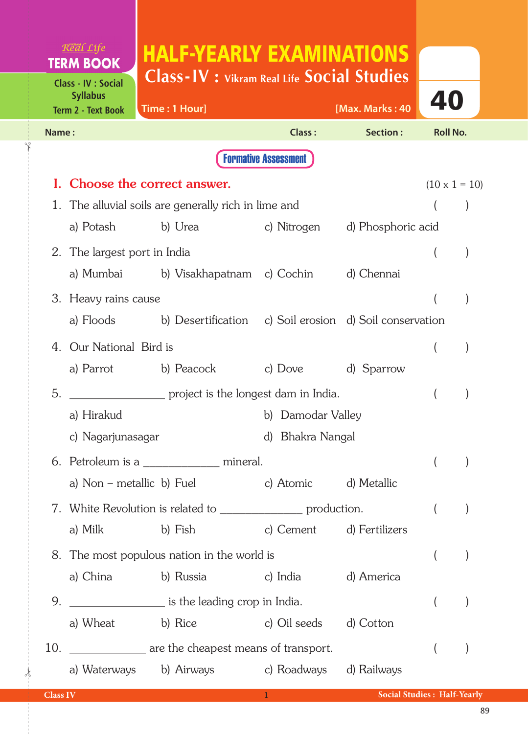Real Life **TERM BOOK**

Class - IV : Social Syllabus
Term 2 - Text Book

# HALF-YEARLY EXAMINATIONS

## Class-IV : Vikram Real Life Social Studies

Time : 1 Hour] [Max. Marks : 40

**40**

Name : Class : Section : Roll No.

**Formative Assessment**

## I. Choose the correct answer. (10 x 1 = 10)

1. The alluvial soils are generally rich in lime and ( )
   a) Potash b) Urea c) Nitrogen d) Phosphoric acid

2. The largest port in India ( )
   a) Mumbai b) Visakhapatnam c) Cochin d) Chennai

3. Heavy rains cause ( )
   a) Floods b) Desertification c) Soil erosion d) Soil conservation

4. Our National Bird is ( )
   a) Parrot b) Peacock c) Dove d) Sparrow

5. ______________ project is the longest dam in India. ( )
   a) Hirakud b) Damodar Valley
   c) Nagarjunasagar d) Bhakra Nangal

6. Petroleum is a ____________ mineral. ( )
   a) Non – metallic b) Fuel c) Atomic d) Metallic

7. White Revolution is related to ____________ production. ( )
   a) Milk b) Fish c) Cement d) Fertilizers

8. The most populous nation in the world is ( )
   a) China b) Russia c) India d) America

9. ______________ is the leading crop in India. ( )
   a) Wheat b) Rice c) Oil seeds d) Cotton

10. ___________ are the cheapest means of transport. ( )
    a) Waterways b) Airways c) Roadways d) Railways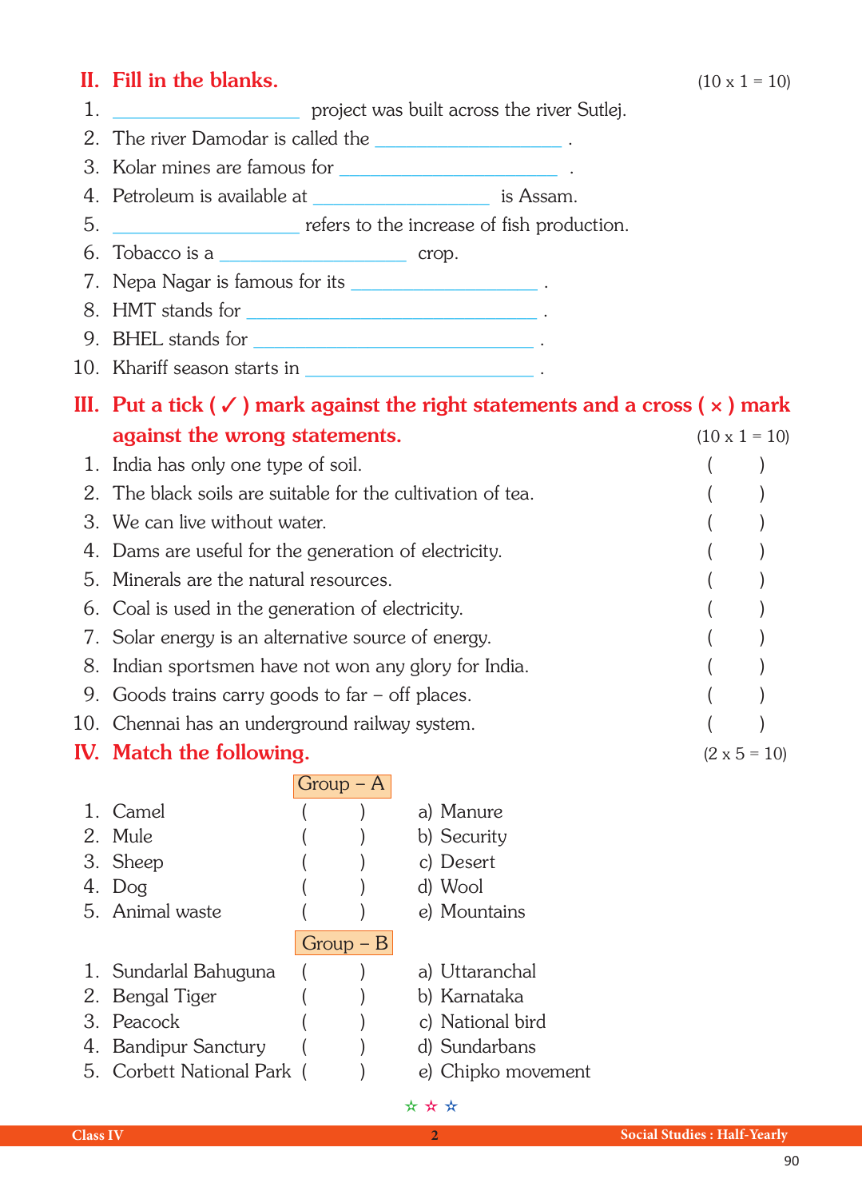## II. Fill in the blanks. (10 x 1 = 10)

1. ____________________ project was built across the river Sutlej.
2. The river Damodar is called the ____________________ .
3. Kolar mines are famous for ____________________ .
4. Petroleum is available at ____________________ is Assam.
5. ____________________ refers to the increase of fish production.
6. Tobacco is a ____________________ crop.
7. Nepa Nagar is famous for its ____________________ .
8. HMT stands for ____________________ .
9. BHEL stands for ____________________ .
10. Khariff season starts in ____________________ .

## III. Put a tick ( ✓ ) mark against the right statements and a cross ( × ) mark against the wrong statements. (10 x 1 = 10)

1. India has only one type of soil. (   )
2. The black soils are suitable for the cultivation of tea. (   )
3. We can live without water. (   )
4. Dams are useful for the generation of electricity. (   )
5. Minerals are the natural resources. (   )
6. Coal is used in the generation of electricity. (   )
7. Solar energy is an alternative source of energy. (   )
8. Indian sportsmen have not won any glory for India. (   )
9. Goods trains carry goods to far – off places. (   )
10. Chennai has an underground railway system. (   )

## IV. Match the following. (2 x 5 = 10)

**Group – A**

| | | |
|---|---|---|
| 1. Camel | (   ) | a) Manure |
| 2. Mule | (   ) | b) Security |
| 3. Sheep | (   ) | c) Desert |
| 4. Dog | (   ) | d) Wool |
| 5. Animal waste | (   ) | e) Mountains |

**Group – B**

| | | |
|---|---|---|
| 1. Sundarlal Bahuguna | (   ) | a) Uttaranchal |
| 2. Bengal Tiger | (   ) | b) Karnataka |
| 3. Peacock | (   ) | c) National bird |
| 4. Bandipur Sanctury | (   ) | d) Sundarbans |
| 5. Corbett National Park | (   ) | e) Chipko movement |

☆ ☆ ☆